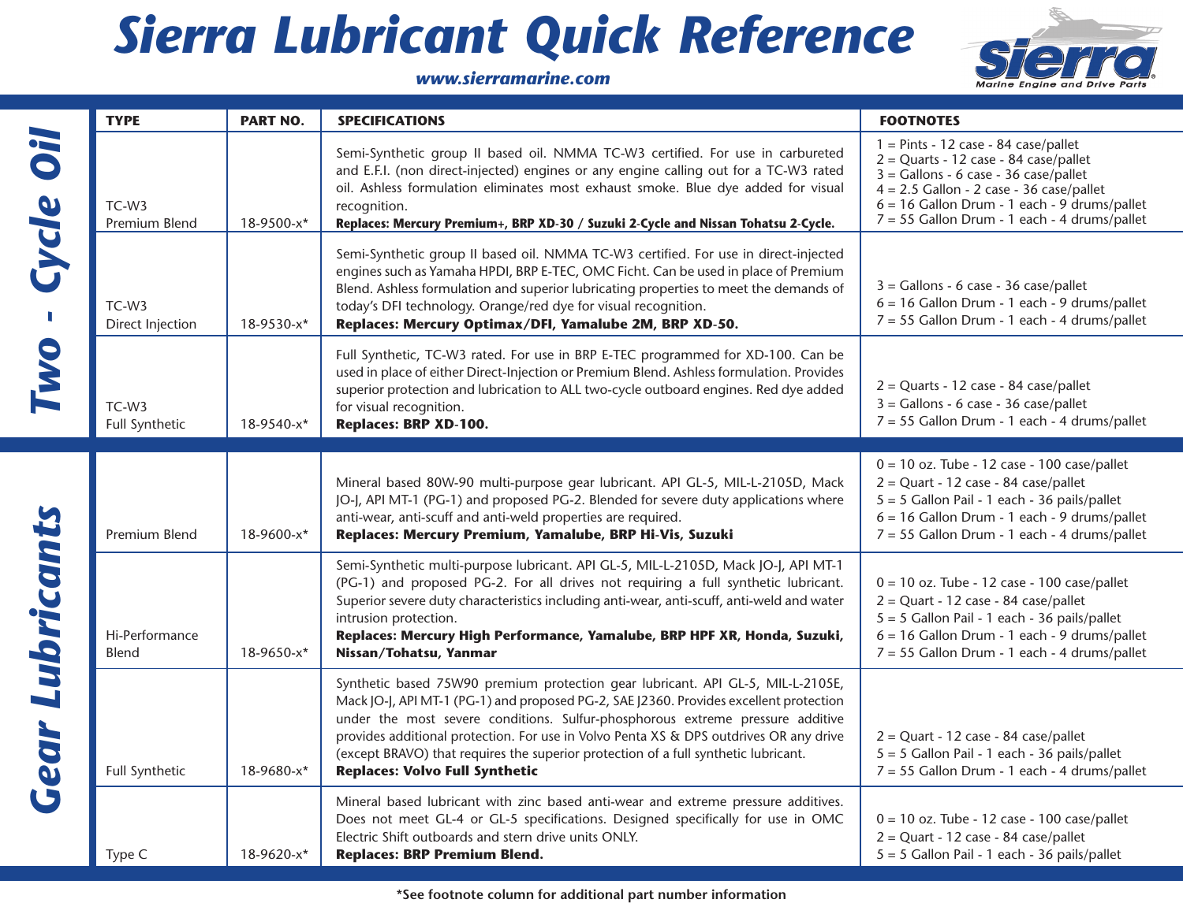# Sierra Lubricant Quick Reference

***www.sierramarine.com***

Sierra Marine Engine and Drive Parts

## Two - Cycle Oil

| TYPE | PART NO. | SPECIFICATIONS | FOOTNOTES |
|---|---|---|---|
| TC-W3 Premium Blend | 18-9500-x* | Semi-Synthetic group II based oil. NMMA TC-W3 certified. For use in carbureted and E.F.I. (non direct-injected) engines or any engine calling out for a TC-W3 rated oil. Ashless formulation eliminates most exhaust smoke. Blue dye added for visual recognition. **Replaces: Mercury Premium+, BRP XD-30 / Suzuki 2-Cycle and Nissan Tohatsu 2-Cycle.** | 1 = Pints - 12 case - 84 case/pallet<br>2 = Quarts - 12 case - 84 case/pallet<br>3 = Gallons - 6 case - 36 case/pallet<br>4 = 2.5 Gallon - 2 case - 36 case/pallet<br>6 = 16 Gallon Drum - 1 each - 9 drums/pallet<br>7 = 55 Gallon Drum - 1 each - 4 drums/pallet |
| TC-W3 Direct Injection | 18-9530-x* | Semi-Synthetic group II based oil. NMMA TC-W3 certified. For use in direct-injected engines such as Yamaha HPDI, BRP E-TEC, OMC Ficht. Can be used in place of Premium Blend. Ashless formulation and superior lubricating properties to meet the demands of today's DFI technology. Orange/red dye for visual recognition. **Replaces: Mercury Optimax/DFI, Yamalube 2M, BRP XD-50.** | 3 = Gallons - 6 case - 36 case/pallet<br>6 = 16 Gallon Drum - 1 each - 9 drums/pallet<br>7 = 55 Gallon Drum - 1 each - 4 drums/pallet |
| TC-W3 Full Synthetic | 18-9540-x* | Full Synthetic, TC-W3 rated. For use in BRP E-TEC programmed for XD-100. Can be used in place of either Direct-Injection or Premium Blend. Ashless formulation. Provides superior protection and lubrication to ALL two-cycle outboard engines. Red dye added for visual recognition. **Replaces: BRP XD-100.** | 2 = Quarts - 12 case - 84 case/pallet<br>3 = Gallons - 6 case - 36 case/pallet<br>7 = 55 Gallon Drum - 1 each - 4 drums/pallet |

## Gear Lubricants

| TYPE | PART NO. | SPECIFICATIONS | FOOTNOTES |
|---|---|---|---|
| Premium Blend | 18-9600-x* | Mineral based 80W-90 multi-purpose gear lubricant. API GL-5, MIL-L-2105D, Mack JO-J, API MT-1 (PG-1) and proposed PG-2. Blended for severe duty applications where anti-wear, anti-scuff and anti-weld properties are required. **Replaces: Mercury Premium, Yamalube, BRP Hi-Vis, Suzuki** | 0 = 10 oz. Tube - 12 case - 100 case/pallet<br>2 = Quart - 12 case - 84 case/pallet<br>5 = 5 Gallon Pail - 1 each - 36 pails/pallet<br>6 = 16 Gallon Drum - 1 each - 9 drums/pallet<br>7 = 55 Gallon Drum - 1 each - 4 drums/pallet |
| Hi-Performance Blend | 18-9650-x* | Semi-Synthetic multi-purpose lubricant. API GL-5, MIL-L-2105D, Mack JO-J, API MT-1 (PG-1) and proposed PG-2. For all drives not requiring a full synthetic lubricant. Superior severe duty characteristics including anti-wear, anti-scuff, anti-weld and water intrusion protection. **Replaces: Mercury High Performance, Yamalube, BRP HPF XR, Honda, Suzuki, Nissan/Tohatsu, Yanmar** | 0 = 10 oz. Tube - 12 case - 100 case/pallet<br>2 = Quart - 12 case - 84 case/pallet<br>5 = 5 Gallon Pail - 1 each - 36 pails/pallet<br>6 = 16 Gallon Drum - 1 each - 9 drums/pallet<br>7 = 55 Gallon Drum - 1 each - 4 drums/pallet |
| Full Synthetic | 18-9680-x* | Synthetic based 75W90 premium protection gear lubricant. API GL-5, MIL-L-2105E, Mack JO-J, API MT-1 (PG-1) and proposed PG-2, SAE J2360. Provides excellent protection under the most severe conditions. Sulfur-phosphorous extreme pressure additive provides additional protection. For use in Volvo Penta XS & DPS outdrives OR any drive (except BRAVO) that requires the superior protection of a full synthetic lubricant. **Replaces: Volvo Full Synthetic** | 2 = Quart - 12 case - 84 case/pallet<br>5 = 5 Gallon Pail - 1 each - 36 pails/pallet<br>7 = 55 Gallon Drum - 1 each - 4 drums/pallet |
| Type C | 18-9620-x* | Mineral based lubricant with zinc based anti-wear and extreme pressure additives. Does not meet GL-4 or GL-5 specifications. Designed specifically for use in OMC Electric Shift outboards and stern drive units ONLY. **Replaces: BRP Premium Blend.** | 0 = 10 oz. Tube - 12 case - 100 case/pallet<br>2 = Quart - 12 case - 84 case/pallet<br>5 = 5 Gallon Pail - 1 each - 36 pails/pallet |

***See footnote column for additional part number information**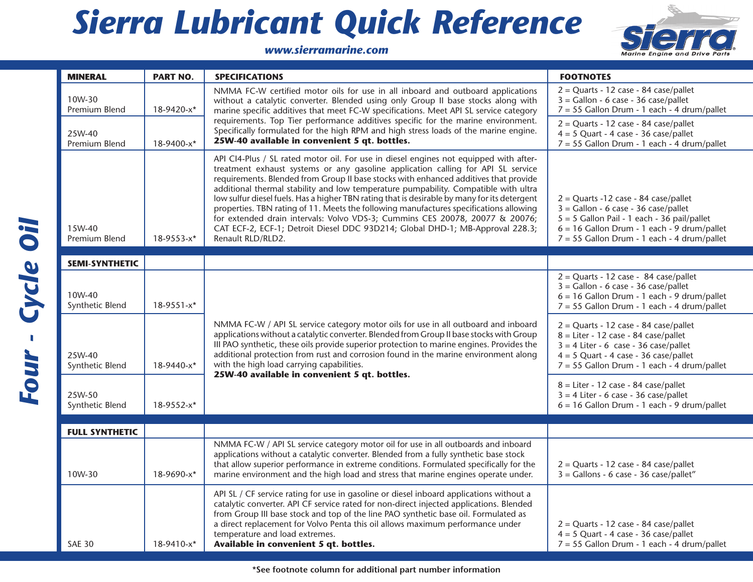# Sierra Lubricant Quick Reference

*www.sierramarine.com*

## Four - Cycle Oil

| MINERAL | PART NO. | SPECIFICATIONS | FOOTNOTES |
|---|---|---|---|
| 10W-30 Premium Blend | 18-9420-x* | NMMA FC-W certified motor oils for use in all inboard and outboard applications without a catalytic converter. Blended using only Group II base stocks along with marine specific additives that meet FC-W specifications. Meet API SL service category requirements. Top Tier performance additives specific for the marine environment. Specifically formulated for the high RPM and high stress loads of the marine engine. **25W-40 available in convenient 5 qt. bottles.** | 2 = Quarts - 12 case - 84 case/pallet<br>3 = Gallon - 6 case - 36 case/pallet<br>7 = 55 Gallon Drum - 1 each - 4 drum/pallet |
| 25W-40 Premium Blend | 18-9400-x* | | 2 = Quarts - 12 case - 84 case/pallet<br>4 = 5 Quart - 4 case - 36 case/pallet<br>7 = 55 Gallon Drum - 1 each - 4 drum/pallet |
| 15W-40 Premium Blend | 18-9553-x* | API CI4-Plus / SL rated motor oil. For use in diesel engines not equipped with after-treatment exhaust systems or any gasoline application calling for API SL service requirements. Blended from Group II base stocks with enhanced additives that provide additional thermal stability and low temperature pumpability. Compatible with ultra low sulfur diesel fuels. Has a higher TBN rating that is desirable by many for its detergent properties. TBN rating of 11. Meets the following manufactures specifications allowing for extended drain intervals: Volvo VDS-3; Cummins CES 20078, 20077 & 20076; CAT ECF-2, ECF-1; Detroit Diesel DDC 93D214; Global DHD-1; MB-Approval 228.3; Renault RLD/RLD2. | 2 = Quarts -12 case - 84 case/pallet<br>3 = Gallon - 6 case - 36 case/pallet<br>5 = 5 Gallon Pail - 1 each - 36 pail/pallet<br>6 = 16 Gallon Drum - 1 each - 9 drum/pallet<br>7 = 55 Gallon Drum - 1 each - 4 drum/pallet |
| **SEMI-SYNTHETIC** | | | |
| 10W-40 Synthetic Blend | 18-9551-x* | NMMA FC-W / API SL service category motor oils for use in all outboard and inboard applications without a catalytic converter. Blended from Group II base stocks with Group III PAO synthetic, these oils provide superior protection to marine engines. Provides the additional protection from rust and corrosion found in the marine environment along with the high load carrying capabilities. **25W-40 available in convenient 5 qt. bottles.** | 2 = Quarts - 12 case - 84 case/pallet<br>3 = Gallon - 6 case - 36 case/pallet<br>6 = 16 Gallon Drum - 1 each - 9 drum/pallet<br>7 = 55 Gallon Drum - 1 each - 4 drum/pallet |
| 25W-40 Synthetic Blend | 18-9440-x* | | 2 = Quarts - 12 case - 84 case/pallet<br>8 = Liter - 12 case - 84 case/pallet<br>3 = 4 Liter - 6 case - 36 case/pallet<br>4 = 5 Quart - 4 case - 36 case/pallet<br>7 = 55 Gallon Drum - 1 each - 4 drum/pallet |
| 25W-50 Synthetic Blend | 18-9552-x* | | 8 = Liter - 12 case - 84 case/pallet<br>3 = 4 Liter - 6 case - 36 case/pallet<br>6 = 16 Gallon Drum - 1 each - 9 drum/pallet |
| **FULL SYNTHETIC** | | | |
| 10W-30 | 18-9690-x* | NMMA FC-W / API SL service category motor oil for use in all outboards and inboard applications without a catalytic converter. Blended from a fully synthetic base stock that allow superior performance in extreme conditions. Formulated specifically for the marine environment and the high load and stress that marine engines operate under. | 2 = Quarts - 12 case - 84 case/pallet<br>3 = Gallons - 6 case - 36 case/pallet" |
| SAE 30 | 18-9410-x* | API SL / CF service rating for use in gasoline or diesel inboard applications without a catalytic converter. API CF service rated for non-direct injected applications. Blended from Group III base stock and top of the line PAO synthetic base oil. Formulated as a direct replacement for Volvo Penta this oil allows maximum performance under temperature and load extremes. **Available in convenient 5 qt. bottles.** | 2 = Quarts - 12 case - 84 case/pallet<br>4 = 5 Quart - 4 case - 36 case/pallet<br>7 = 55 Gallon Drum - 1 each - 4 drum/pallet |

***See footnote column for additional part number information**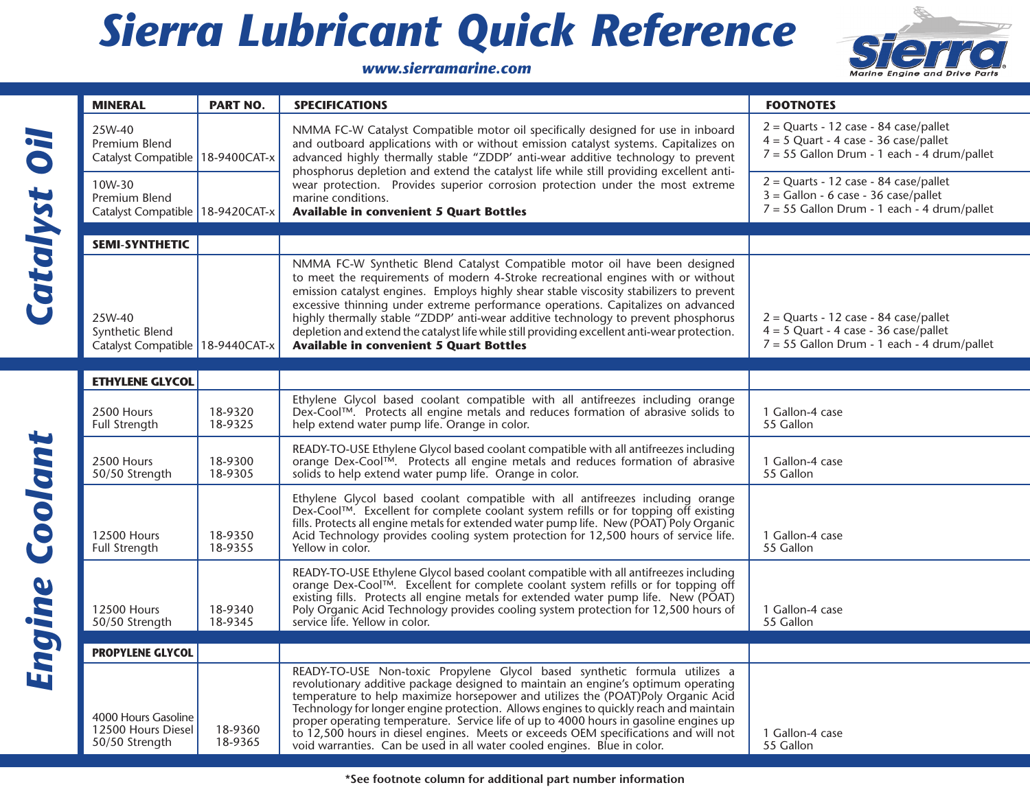# Sierra Lubricant Quick Reference

*www.sierramarine.com*

## Catalyst Oil

| MINERAL | PART NO. | SPECIFICATIONS | FOOTNOTES |
|---|---|---|---|
| 25W-40 Premium Blend Catalyst Compatible | 18-9400CAT-x | NMMA FC-W Catalyst Compatible motor oil specifically designed for use in inboard and outboard applications with or without emission catalyst systems. Capitalizes on advanced highly thermally stable "ZDDP" anti-wear additive technology to prevent phosphorus depletion and extend the catalyst life while still providing excellent anti-wear protection. Provides superior corrosion protection under the most extreme marine conditions. **Available in convenient 5 Quart Bottles** | 2 = Quarts - 12 case - 84 case/pallet<br>4 = 5 Quart - 4 case - 36 case/pallet<br>7 = 55 Gallon Drum - 1 each - 4 drum/pallet |
| 10W-30 Premium Blend Catalyst Compatible | 18-9420CAT-x | | 2 = Quarts - 12 case - 84 case/pallet<br>3 = Gallon - 6 case - 36 case/pallet<br>7 = 55 Gallon Drum - 1 each - 4 drum/pallet |
| **SEMI-SYNTHETIC** | | | |
| 25W-40 Synthetic Blend Catalyst Compatible | 18-9440CAT-x | NMMA FC-W Synthetic Blend Catalyst Compatible motor oil have been designed to meet the requirements of modern 4-Stroke recreational engines with or without emission catalyst engines. Employs highly shear stable viscosity stabilizers to prevent excessive thinning under extreme performance operations. Capitalizes on advanced highly thermally stable "ZDDP" anti-wear additive technology to prevent phosphorus depletion and extend the catalyst life while still providing excellent anti-wear protection. **Available in convenient 5 Quart Bottles** | 2 = Quarts - 12 case - 84 case/pallet<br>4 = 5 Quart - 4 case - 36 case/pallet<br>7 = 55 Gallon Drum - 1 each - 4 drum/pallet |

## Engine Coolant

| ETHYLENE GLYCOL | | | |
|---|---|---|---|
| 2500 Hours Full Strength | 18-9320<br>18-9325 | Ethylene Glycol based coolant compatible with all antifreezes including orange Dex-Cool™. Protects all engine metals and reduces formation of abrasive solids to help extend water pump life. Orange in color. | 1 Gallon-4 case<br>55 Gallon |
| 2500 Hours 50/50 Strength | 18-9300<br>18-9305 | READY-TO-USE Ethylene Glycol based coolant compatible with all antifreezes including orange Dex-Cool™. Protects all engine metals and reduces formation of abrasive solids to help extend water pump life. Orange in color. | 1 Gallon-4 case<br>55 Gallon |
| 12500 Hours Full Strength | 18-9350<br>18-9355 | Ethylene Glycol based coolant compatible with all antifreezes including orange Dex-Cool™. Excellent for complete coolant system refills or for topping off existing fills. Protects all engine metals for extended water pump life. New (POAT) Poly Organic Acid Technology provides cooling system protection for 12,500 hours of service life. Yellow in color. | 1 Gallon-4 case<br>55 Gallon |
| 12500 Hours 50/50 Strength | 18-9340<br>18-9345 | READY-TO-USE Ethylene Glycol based coolant compatible with all antifreezes including orange Dex-Cool™. Excellent for complete coolant system refills or for topping off existing fills. Protects all engine metals for extended water pump life. New (POAT) Poly Organic Acid Technology provides cooling system protection for 12,500 hours of service life. Yellow in color. | 1 Gallon-4 case<br>55 Gallon |
| **PROPYLENE GLYCOL** | | | |
| 4000 Hours Gasoline 12500 Hours Diesel 50/50 Strength | 18-9360<br>18-9365 | READY-TO-USE Non-toxic Propylene Glycol based synthetic formula utilizes a revolutionary additive package designed to maintain an engine's optimum operating temperature to help maximize horsepower and utilizes the (POAT)Poly Organic Acid Technology for longer engine protection. Allows engines to quickly reach and maintain proper operating temperature. Service life of up to 4000 hours in gasoline engines up to 12,500 hours in diesel engines. Meets or exceeds OEM specifications and will not void warranties. Can be used in all water cooled engines. Blue in color. | 1 Gallon-4 case<br>55 Gallon |

**\*See footnote column for additional part number information**